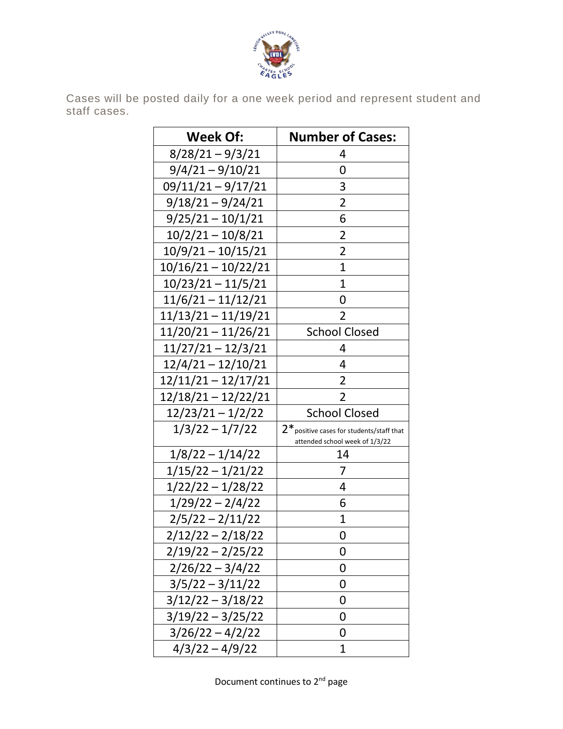Cases will be posted daily for a one week period and represent student and staff cases.

| Week Of: | Number of Cases: |
|---|---|
| 8/28/21 – 9/3/21 | 4 |
| 9/4/21 – 9/10/21 | 0 |
| 09/11/21 – 9/17/21 | 3 |
| 9/18/21 – 9/24/21 | 2 |
| 9/25/21 – 10/1/21 | 6 |
| 10/2/21 – 10/8/21 | 2 |
| 10/9/21 – 10/15/21 | 2 |
| 10/16/21 – 10/22/21 | 1 |
| 10/23/21 – 11/5/21 | 1 |
| 11/6/21 – 11/12/21 | 0 |
| 11/13/21 – 11/19/21 | 2 |
| 11/20/21 – 11/26/21 | School Closed |
| 11/27/21 – 12/3/21 | 4 |
| 12/4/21 – 12/10/21 | 4 |
| 12/11/21 – 12/17/21 | 2 |
| 12/18/21 – 12/22/21 | 2 |
| 12/23/21 – 1/2/22 | School Closed |
| 1/3/22 – 1/7/22 | 2* positive cases for students/staff that attended school week of 1/3/22 |
| 1/8/22 – 1/14/22 | 14 |
| 1/15/22 – 1/21/22 | 7 |
| 1/22/22 – 1/28/22 | 4 |
| 1/29/22 – 2/4/22 | 6 |
| 2/5/22 – 2/11/22 | 1 |
| 2/12/22 – 2/18/22 | 0 |
| 2/19/22 – 2/25/22 | 0 |
| 2/26/22 – 3/4/22 | 0 |
| 3/5/22 – 3/11/22 | 0 |
| 3/12/22 – 3/18/22 | 0 |
| 3/19/22 – 3/25/22 | 0 |
| 3/26/22 – 4/2/22 | 0 |
| 4/3/22 – 4/9/22 | 1 |

Document continues to 2nd page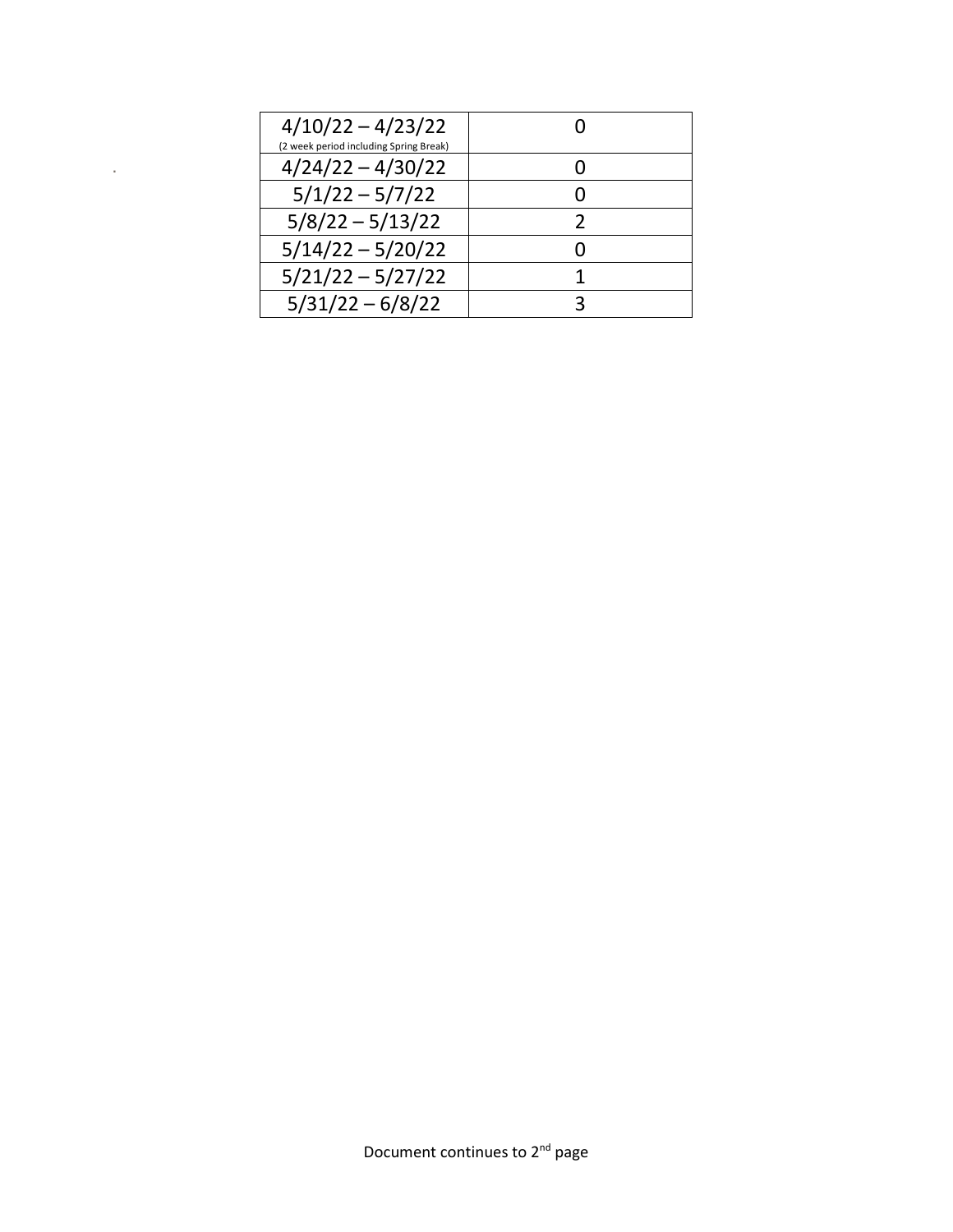| | |
|---|---|
| 4/10/22 – 4/23/22 (2 week period including Spring Break) | 0 |
| 4/24/22 – 4/30/22 | 0 |
| 5/1/22 – 5/7/22 | 0 |
| 5/8/22 – 5/13/22 | 2 |
| 5/14/22 – 5/20/22 | 0 |
| 5/21/22 – 5/27/22 | 1 |
| 5/31/22 – 6/8/22 | 3 |

Document continues to 2nd page